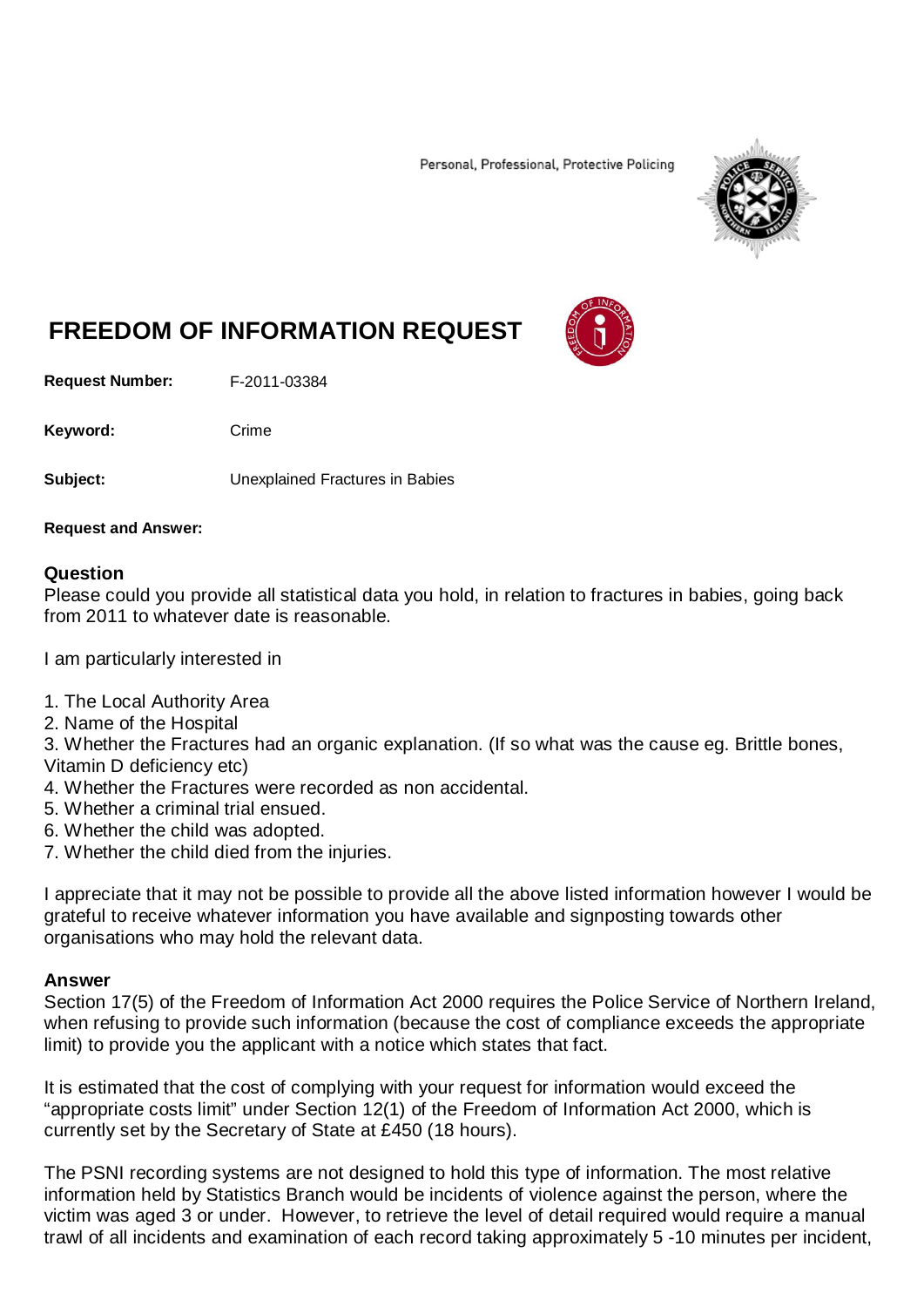Personal, Professional, Protective Policing

# FREEDOM OF INFORMATION REQUEST

**Request Number:** F-2011-03384

**Keyword:** Crime

**Subject:** Unexplained Fractures in Babies

**Request and Answer:**

### Question

Please could you provide all statistical data you hold, in relation to fractures in babies, going back from 2011 to whatever date is reasonable.

I am particularly interested in

1. The Local Authority Area
2. Name of the Hospital
3. Whether the Fractures had an organic explanation. (If so what was the cause eg. Brittle bones, Vitamin D deficiency etc)
4. Whether the Fractures were recorded as non accidental.
5. Whether a criminal trial ensued.
6. Whether the child was adopted.
7. Whether the child died from the injuries.

I appreciate that it may not be possible to provide all the above listed information however I would be grateful to receive whatever information you have available and signposting towards other organisations who may hold the relevant data.

### Answer

Section 17(5) of the Freedom of Information Act 2000 requires the Police Service of Northern Ireland, when refusing to provide such information (because the cost of compliance exceeds the appropriate limit) to provide you the applicant with a notice which states that fact.

It is estimated that the cost of complying with your request for information would exceed the "appropriate costs limit" under Section 12(1) of the Freedom of Information Act 2000, which is currently set by the Secretary of State at £450 (18 hours).

The PSNI recording systems are not designed to hold this type of information. The most relative information held by Statistics Branch would be incidents of violence against the person, where the victim was aged 3 or under. However, to retrieve the level of detail required would require a manual trawl of all incidents and examination of each record taking approximately 5 -10 minutes per incident,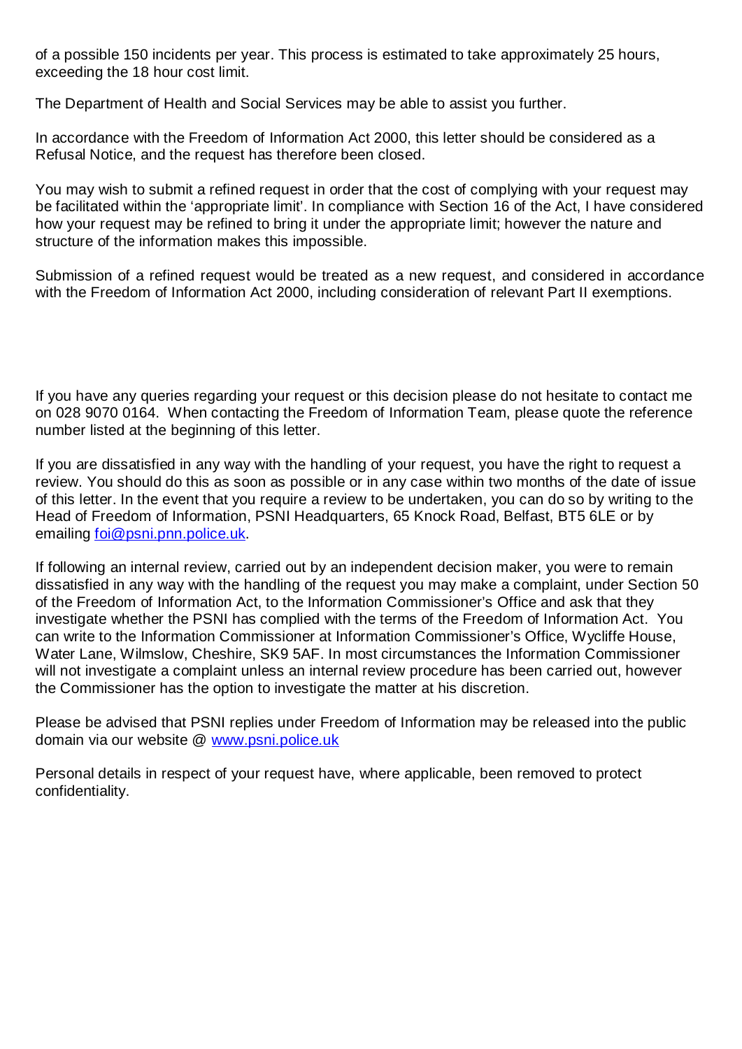of a possible 150 incidents per year. This process is estimated to take approximately 25 hours, exceeding the 18 hour cost limit.

The Department of Health and Social Services may be able to assist you further.

In accordance with the Freedom of Information Act 2000, this letter should be considered as a Refusal Notice, and the request has therefore been closed.

You may wish to submit a refined request in order that the cost of complying with your request may be facilitated within the 'appropriate limit'. In compliance with Section 16 of the Act, I have considered how your request may be refined to bring it under the appropriate limit; however the nature and structure of the information makes this impossible.

Submission of a refined request would be treated as a new request, and considered in accordance with the Freedom of Information Act 2000, including consideration of relevant Part II exemptions.

If you have any queries regarding your request or this decision please do not hesitate to contact me on 028 9070 0164. When contacting the Freedom of Information Team, please quote the reference number listed at the beginning of this letter.

If you are dissatisfied in any way with the handling of your request, you have the right to request a review. You should do this as soon as possible or in any case within two months of the date of issue of this letter. In the event that you require a review to be undertaken, you can do so by writing to the Head of Freedom of Information, PSNI Headquarters, 65 Knock Road, Belfast, BT5 6LE or by emailing [foi@psni.pnn.police.uk](mailto:foi@psni.pnn.police.uk).

If following an internal review, carried out by an independent decision maker, you were to remain dissatisfied in any way with the handling of the request you may make a complaint, under Section 50 of the Freedom of Information Act, to the Information Commissioner's Office and ask that they investigate whether the PSNI has complied with the terms of the Freedom of Information Act. You can write to the Information Commissioner at Information Commissioner's Office, Wycliffe House, Water Lane, Wilmslow, Cheshire, SK9 5AF. In most circumstances the Information Commissioner will not investigate a complaint unless an internal review procedure has been carried out, however the Commissioner has the option to investigate the matter at his discretion.

Please be advised that PSNI replies under Freedom of Information may be released into the public domain via our website @ [www.psni.police.uk](http://www.psni.police.uk)

Personal details in respect of your request have, where applicable, been removed to protect confidentiality.